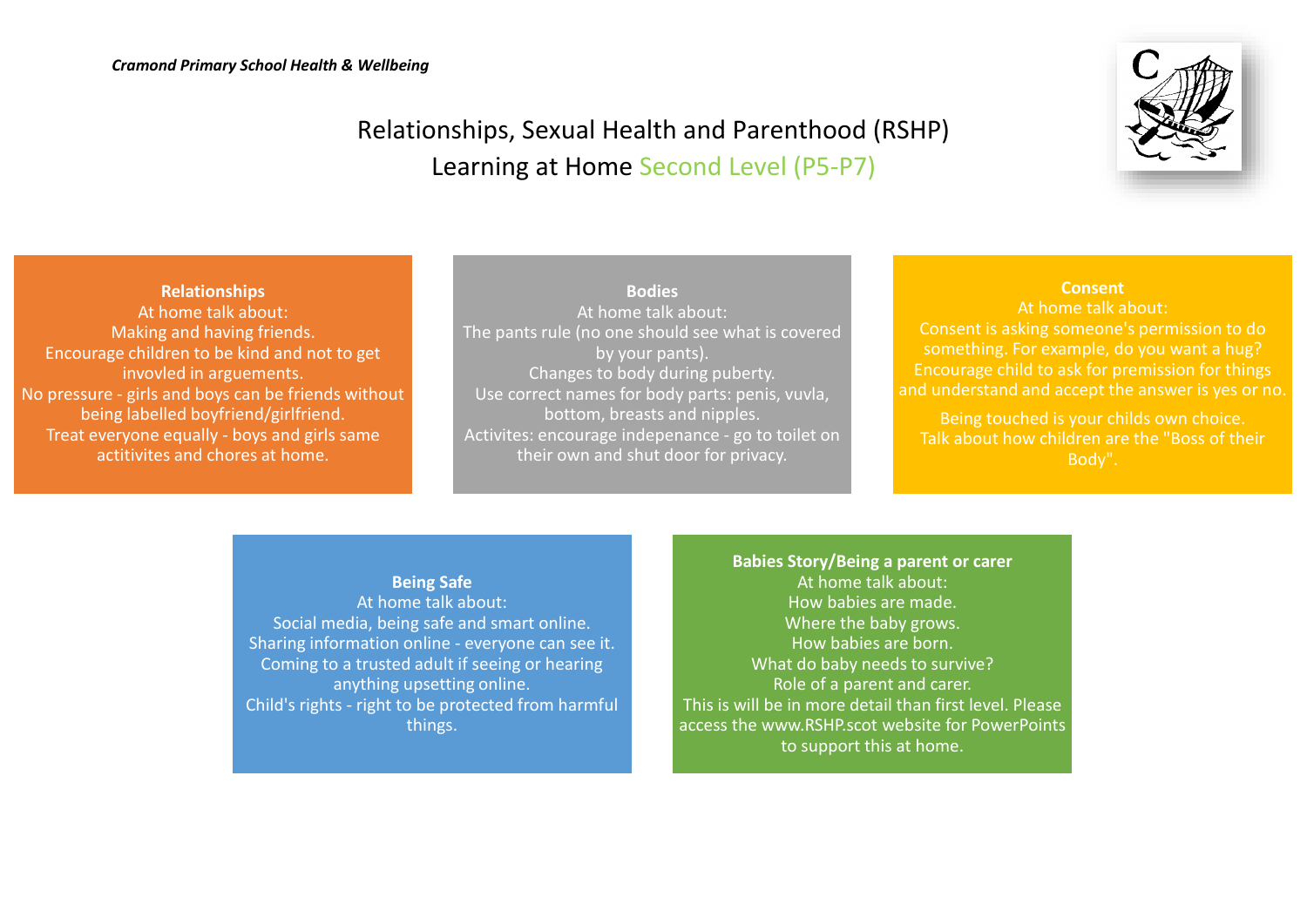*Cramond Primary School Health & Wellbeing*

# Relationships, Sexual Health and Parenthood (RSHP)
## Learning at Home Second Level (P5-P7)

**Relationships**
At home talk about:
Making and having friends.
Encourage children to be kind and not to get invovled in arguements.
No pressure - girls and boys can be friends without being labelled boyfriend/girlfriend.
Treat everyone equally - boys and girls same actitivites and chores at home.

**Bodies**
At home talk about:
The pants rule (no one should see what is covered by your pants).
Changes to body during puberty.
Use correct names for body parts: penis, vuvla, bottom, breasts and nipples.
Activites: encourage indepenance - go to toilet on their own and shut door for privacy.

**Consent**
At home talk about:
Consent is asking someone's permission to do something. For example, do you want a hug?
Encourage child to ask for premission for things and understand and accept the answer is yes or no.

Being touched is your childs own choice.
Talk about how children are the "Boss of their Body".

**Being Safe**
At home talk about:
Social media, being safe and smart online.
Sharing information online - everyone can see it.
Coming to a trusted adult if seeing or hearing anything upsetting online.
Child's rights - right to be protected from harmful things.

**Babies Story/Being a parent or carer**
At home talk about:
How babies are made.
Where the baby grows.
How babies are born.
What do baby needs to survive?
Role of a parent and carer.
This is will be in more detail than first level. Please access the www.RSHP.scot website for PowerPoints to support this at home.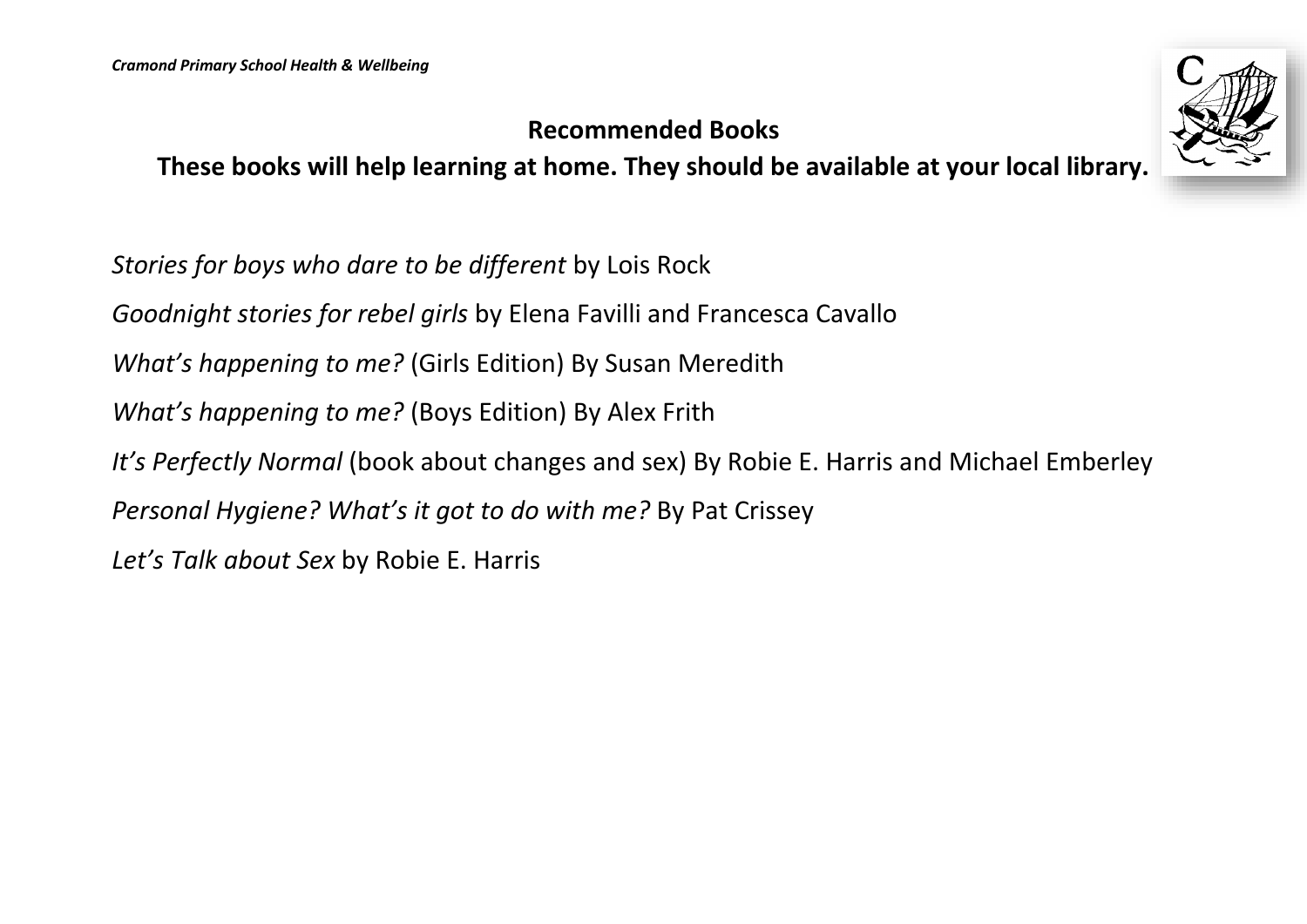## Recommended Books

**These books will help learning at home. They should be available at your local library.**

*Stories for boys who dare to be different* by Lois Rock

*Goodnight stories for rebel girls* by Elena Favilli and Francesca Cavallo

*What's happening to me?* (Girls Edition) By Susan Meredith

*What's happening to me?* (Boys Edition) By Alex Frith

*It's Perfectly Normal* (book about changes and sex) By Robie E. Harris and Michael Emberley

*Personal Hygiene? What's it got to do with me?* By Pat Crissey

*Let's Talk about Sex* by Robie E. Harris